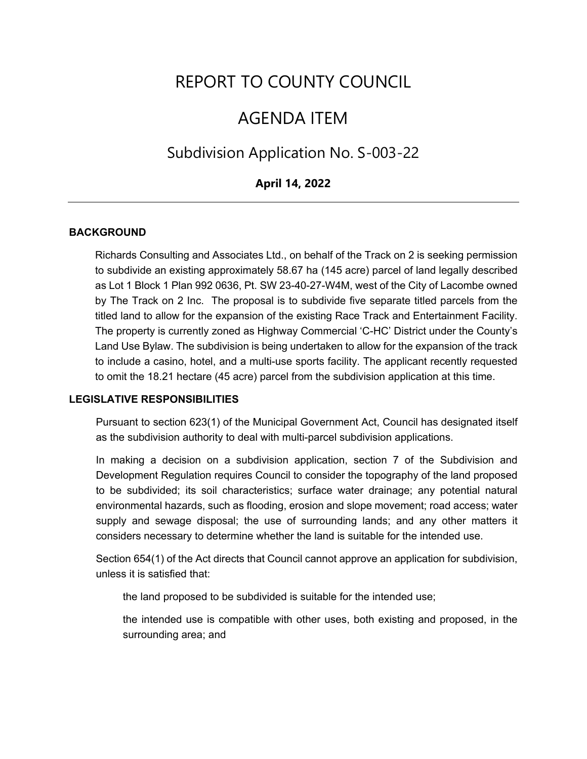# REPORT TO COUNTY COUNCIL

# AGENDA ITEM

## Subdivision Application No. S-003-22

**April 14, 2022**

---

### BACKGROUND

Richards Consulting and Associates Ltd., on behalf of the Track on 2 is seeking permission to subdivide an existing approximately 58.67 ha (145 acre) parcel of land legally described as Lot 1 Block 1 Plan 992 0636, Pt. SW 23-40-27-W4M, west of the City of Lacombe owned by The Track on 2 Inc. The proposal is to subdivide five separate titled parcels from the titled land to allow for the expansion of the existing Race Track and Entertainment Facility. The property is currently zoned as Highway Commercial 'C-HC' District under the County's Land Use Bylaw. The subdivision is being undertaken to allow for the expansion of the track to include a casino, hotel, and a multi-use sports facility. The applicant recently requested to omit the 18.21 hectare (45 acre) parcel from the subdivision application at this time.

### LEGISLATIVE RESPONSIBILITIES

Pursuant to section 623(1) of the Municipal Government Act, Council has designated itself as the subdivision authority to deal with multi-parcel subdivision applications.

In making a decision on a subdivision application, section 7 of the Subdivision and Development Regulation requires Council to consider the topography of the land proposed to be subdivided; its soil characteristics; surface water drainage; any potential natural environmental hazards, such as flooding, erosion and slope movement; road access; water supply and sewage disposal; the use of surrounding lands; and any other matters it considers necessary to determine whether the land is suitable for the intended use.

Section 654(1) of the Act directs that Council cannot approve an application for subdivision, unless it is satisfied that:

the land proposed to be subdivided is suitable for the intended use;

the intended use is compatible with other uses, both existing and proposed, in the surrounding area; and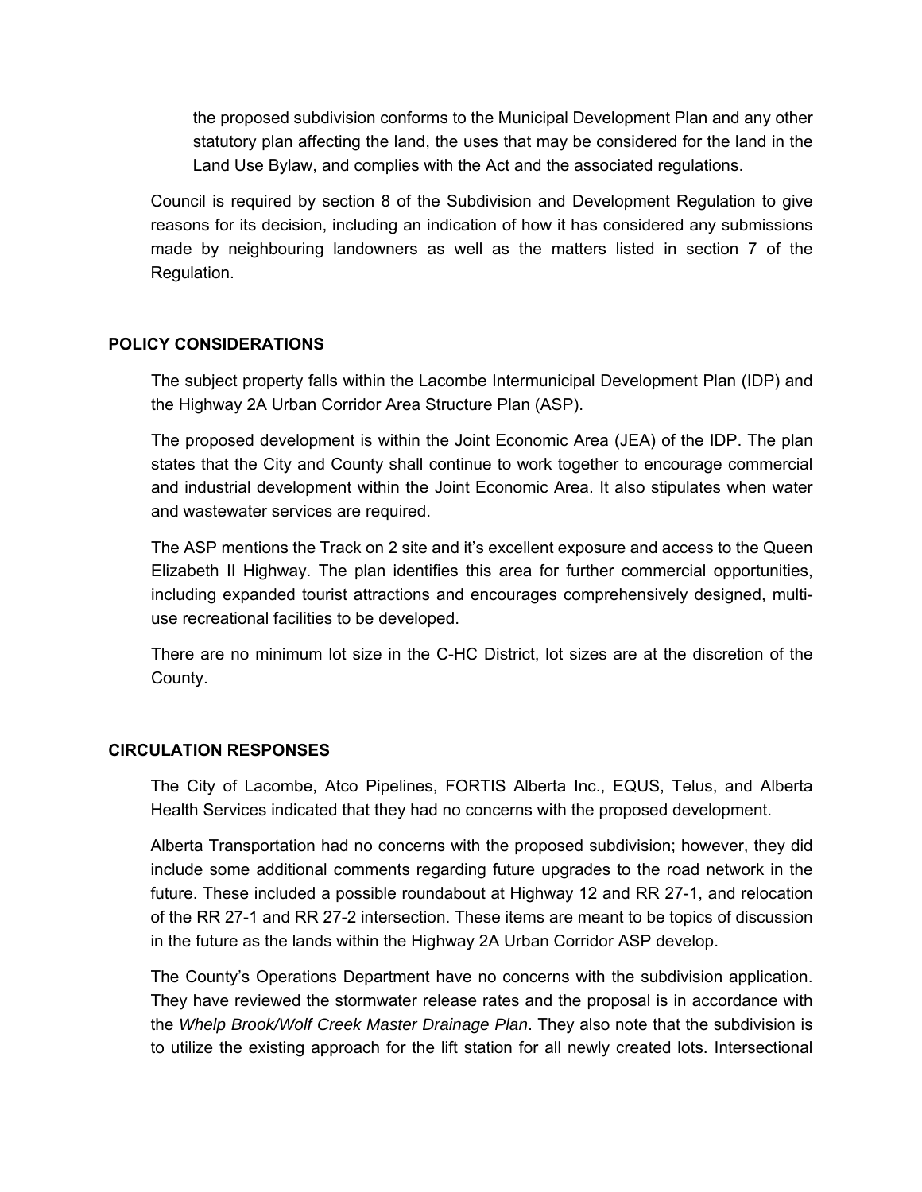the proposed subdivision conforms to the Municipal Development Plan and any other statutory plan affecting the land, the uses that may be considered for the land in the Land Use Bylaw, and complies with the Act and the associated regulations.

Council is required by section 8 of the Subdivision and Development Regulation to give reasons for its decision, including an indication of how it has considered any submissions made by neighbouring landowners as well as the matters listed in section 7 of the Regulation.

## POLICY CONSIDERATIONS

The subject property falls within the Lacombe Intermunicipal Development Plan (IDP) and the Highway 2A Urban Corridor Area Structure Plan (ASP).

The proposed development is within the Joint Economic Area (JEA) of the IDP. The plan states that the City and County shall continue to work together to encourage commercial and industrial development within the Joint Economic Area. It also stipulates when water and wastewater services are required.

The ASP mentions the Track on 2 site and it's excellent exposure and access to the Queen Elizabeth II Highway. The plan identifies this area for further commercial opportunities, including expanded tourist attractions and encourages comprehensively designed, multi-use recreational facilities to be developed.

There are no minimum lot size in the C-HC District, lot sizes are at the discretion of the County.

## CIRCULATION RESPONSES

The City of Lacombe, Atco Pipelines, FORTIS Alberta Inc., EQUS, Telus, and Alberta Health Services indicated that they had no concerns with the proposed development.

Alberta Transportation had no concerns with the proposed subdivision; however, they did include some additional comments regarding future upgrades to the road network in the future. These included a possible roundabout at Highway 12 and RR 27-1, and relocation of the RR 27-1 and RR 27-2 intersection. These items are meant to be topics of discussion in the future as the lands within the Highway 2A Urban Corridor ASP develop.

The County's Operations Department have no concerns with the subdivision application. They have reviewed the stormwater release rates and the proposal is in accordance with the *Whelp Brook/Wolf Creek Master Drainage Plan*. They also note that the subdivision is to utilize the existing approach for the lift station for all newly created lots. Intersectional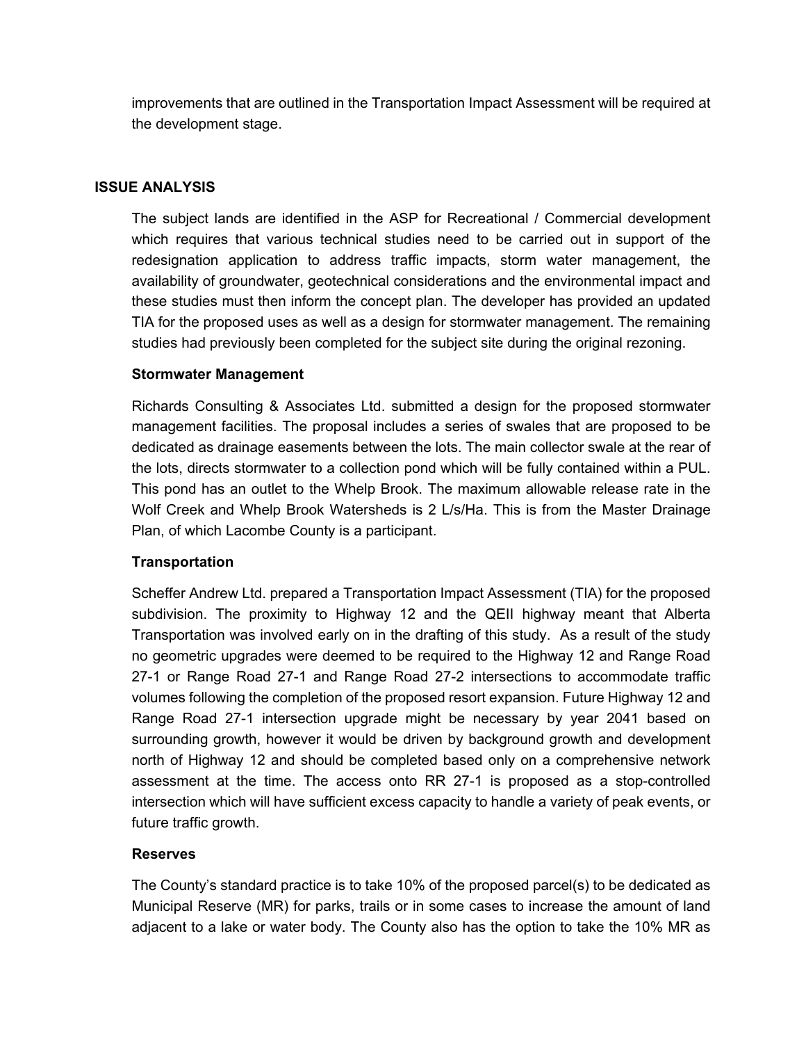improvements that are outlined in the Transportation Impact Assessment will be required at the development stage.

## ISSUE ANALYSIS

The subject lands are identified in the ASP for Recreational / Commercial development which requires that various technical studies need to be carried out in support of the redesignation application to address traffic impacts, storm water management, the availability of groundwater, geotechnical considerations and the environmental impact and these studies must then inform the concept plan. The developer has provided an updated TIA for the proposed uses as well as a design for stormwater management. The remaining studies had previously been completed for the subject site during the original rezoning.

### Stormwater Management

Richards Consulting & Associates Ltd. submitted a design for the proposed stormwater management facilities. The proposal includes a series of swales that are proposed to be dedicated as drainage easements between the lots. The main collector swale at the rear of the lots, directs stormwater to a collection pond which will be fully contained within a PUL. This pond has an outlet to the Whelp Brook. The maximum allowable release rate in the Wolf Creek and Whelp Brook Watersheds is 2 L/s/Ha. This is from the Master Drainage Plan, of which Lacombe County is a participant.

### Transportation

Scheffer Andrew Ltd. prepared a Transportation Impact Assessment (TIA) for the proposed subdivision. The proximity to Highway 12 and the QEII highway meant that Alberta Transportation was involved early on in the drafting of this study. As a result of the study no geometric upgrades were deemed to be required to the Highway 12 and Range Road 27-1 or Range Road 27-1 and Range Road 27-2 intersections to accommodate traffic volumes following the completion of the proposed resort expansion. Future Highway 12 and Range Road 27-1 intersection upgrade might be necessary by year 2041 based on surrounding growth, however it would be driven by background growth and development north of Highway 12 and should be completed based only on a comprehensive network assessment at the time. The access onto RR 27-1 is proposed as a stop-controlled intersection which will have sufficient excess capacity to handle a variety of peak events, or future traffic growth.

### Reserves

The County's standard practice is to take 10% of the proposed parcel(s) to be dedicated as Municipal Reserve (MR) for parks, trails or in some cases to increase the amount of land adjacent to a lake or water body. The County also has the option to take the 10% MR as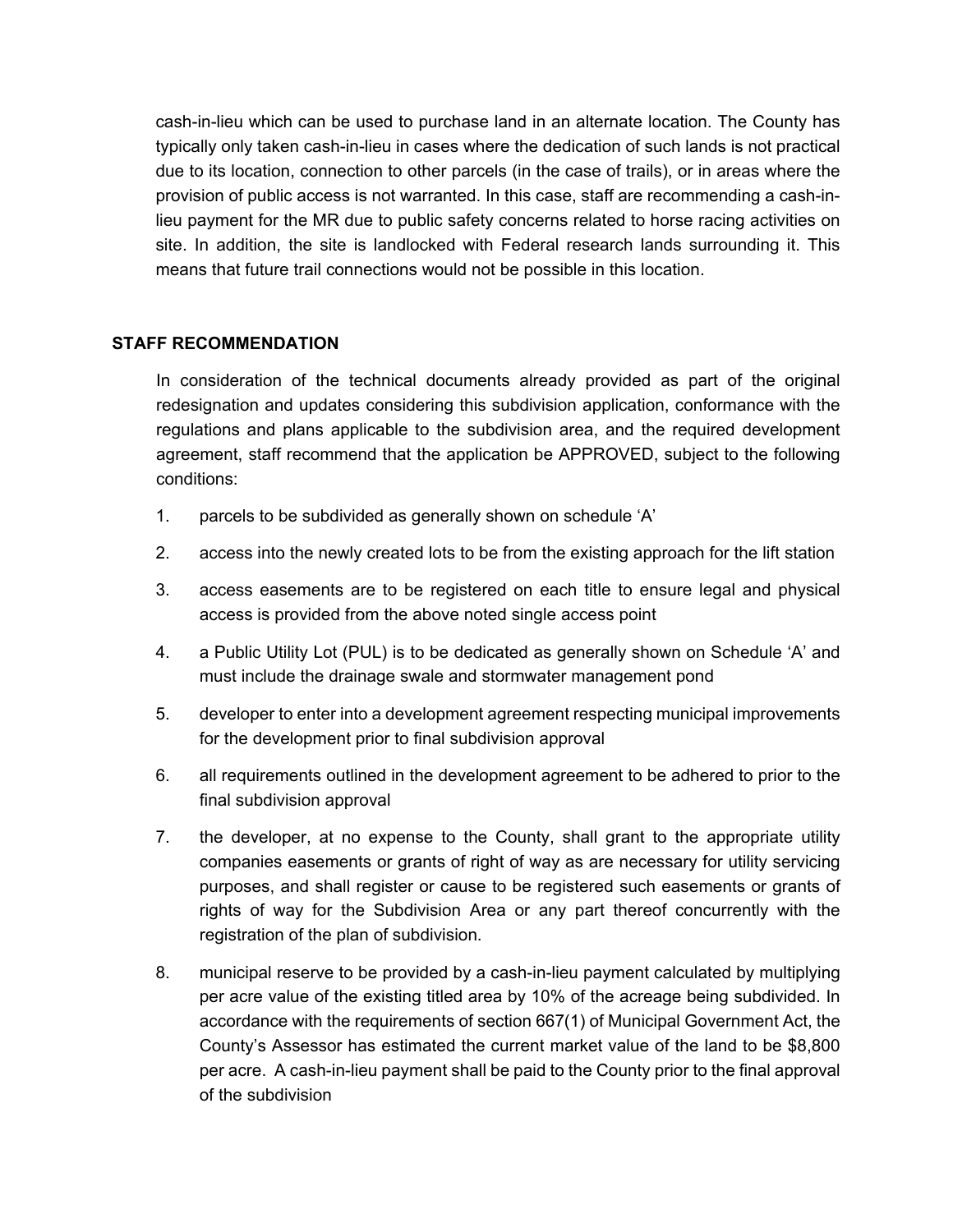cash-in-lieu which can be used to purchase land in an alternate location. The County has typically only taken cash-in-lieu in cases where the dedication of such lands is not practical due to its location, connection to other parcels (in the case of trails), or in areas where the provision of public access is not warranted. In this case, staff are recommending a cash-in-lieu payment for the MR due to public safety concerns related to horse racing activities on site. In addition, the site is landlocked with Federal research lands surrounding it. This means that future trail connections would not be possible in this location.

## STAFF RECOMMENDATION

In consideration of the technical documents already provided as part of the original redesignation and updates considering this subdivision application, conformance with the regulations and plans applicable to the subdivision area, and the required development agreement, staff recommend that the application be APPROVED, subject to the following conditions:

1. parcels to be subdivided as generally shown on schedule 'A'
2. access into the newly created lots to be from the existing approach for the lift station
3. access easements are to be registered on each title to ensure legal and physical access is provided from the above noted single access point
4. a Public Utility Lot (PUL) is to be dedicated as generally shown on Schedule 'A' and must include the drainage swale and stormwater management pond
5. developer to enter into a development agreement respecting municipal improvements for the development prior to final subdivision approval
6. all requirements outlined in the development agreement to be adhered to prior to the final subdivision approval
7. the developer, at no expense to the County, shall grant to the appropriate utility companies easements or grants of right of way as are necessary for utility servicing purposes, and shall register or cause to be registered such easements or grants of rights of way for the Subdivision Area or any part thereof concurrently with the registration of the plan of subdivision.
8. municipal reserve to be provided by a cash-in-lieu payment calculated by multiplying per acre value of the existing titled area by 10% of the acreage being subdivided. In accordance with the requirements of section 667(1) of Municipal Government Act, the County's Assessor has estimated the current market value of the land to be $8,800 per acre. A cash-in-lieu payment shall be paid to the County prior to the final approval of the subdivision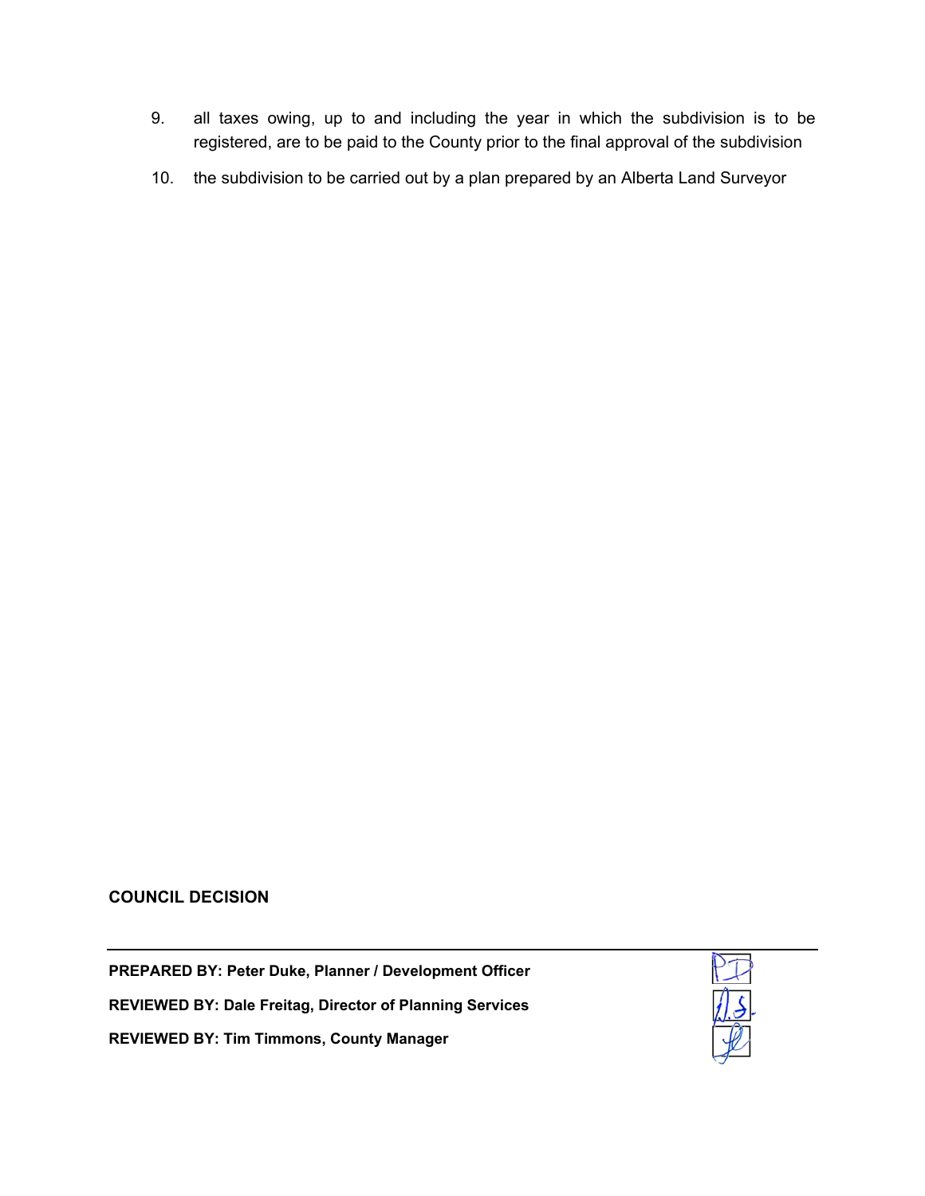9. all taxes owing, up to and including the year in which the subdivision is to be registered, are to be paid to the County prior to the final approval of the subdivision

10. the subdivision to be carried out by a plan prepared by an Alberta Land Surveyor

**COUNCIL DECISION**

---

**PREPARED BY: Peter Duke, Planner / Development Officer**

**REVIEWED BY: Dale Freitag, Director of Planning Services**

**REVIEWED BY: Tim Timmons, County Manager**